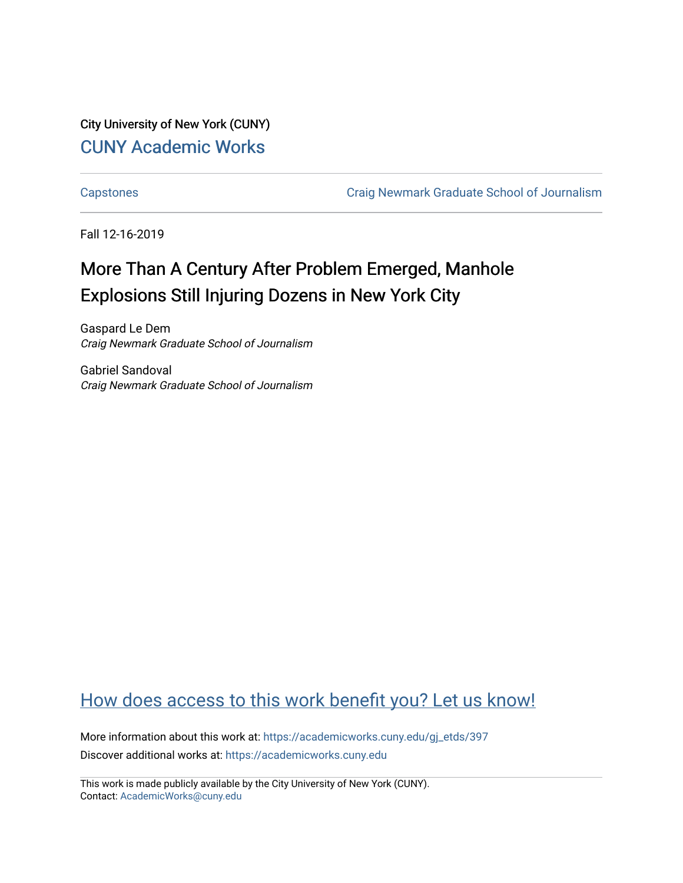City University of New York (CUNY)

CUNY Academic Works

Capstones | Craig Newmark Graduate School of Journalism

Fall 12-16-2019

# More Than A Century After Problem Emerged, Manhole Explosions Still Injuring Dozens in New York City

Gaspard Le Dem
*Craig Newmark Graduate School of Journalism*

Gabriel Sandoval
*Craig Newmark Graduate School of Journalism*

How does access to this work benefit you? Let us know!

More information about this work at: https://academicworks.cuny.edu/gj_etds/397

Discover additional works at: https://academicworks.cuny.edu

This work is made publicly available by the City University of New York (CUNY).
Contact: AcademicWorks@cuny.edu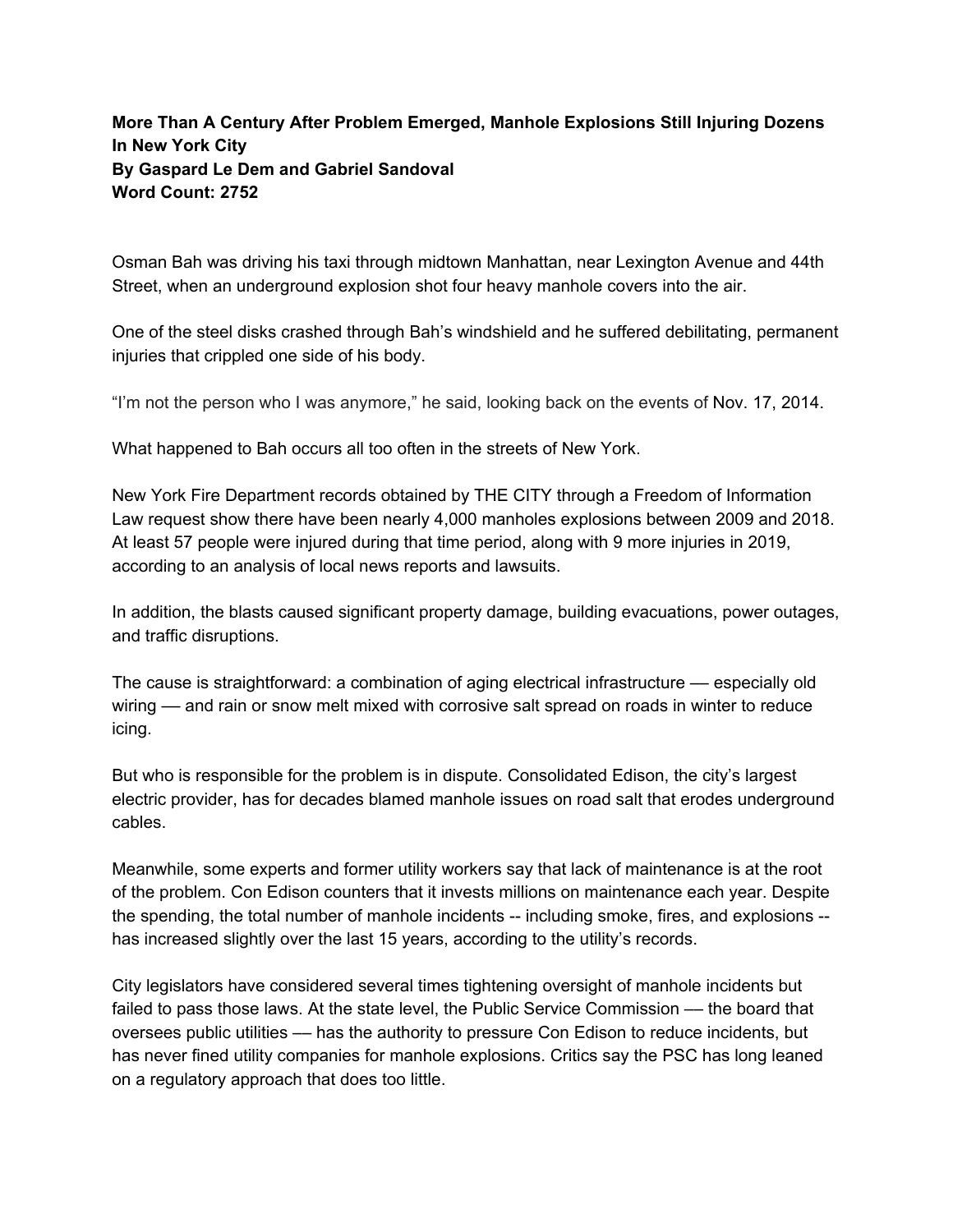**More Than A Century After Problem Emerged, Manhole Explosions Still Injuring Dozens In New York City**
**By Gaspard Le Dem and Gabriel Sandoval**
**Word Count: 2752**

Osman Bah was driving his taxi through midtown Manhattan, near Lexington Avenue and 44th Street, when an underground explosion shot four heavy manhole covers into the air.

One of the steel disks crashed through Bah's windshield and he suffered debilitating, permanent injuries that crippled one side of his body.

"I'm not the person who I was anymore," he said, looking back on the events of Nov. 17, 2014.

What happened to Bah occurs all too often in the streets of New York.

New York Fire Department records obtained by THE CITY through a Freedom of Information Law request show there have been nearly 4,000 manholes explosions between 2009 and 2018. At least 57 people were injured during that time period, along with 9 more injuries in 2019, according to an analysis of local news reports and lawsuits.

In addition, the blasts caused significant property damage, building evacuations, power outages, and traffic disruptions.

The cause is straightforward: a combination of aging electrical infrastructure — especially old wiring — and rain or snow melt mixed with corrosive salt spread on roads in winter to reduce icing.

But who is responsible for the problem is in dispute. Consolidated Edison, the city's largest electric provider, has for decades blamed manhole issues on road salt that erodes underground cables.

Meanwhile, some experts and former utility workers say that lack of maintenance is at the root of the problem. Con Edison counters that it invests millions on maintenance each year. Despite the spending, the total number of manhole incidents -- including smoke, fires, and explosions -- has increased slightly over the last 15 years, according to the utility's records.

City legislators have considered several times tightening oversight of manhole incidents but failed to pass those laws. At the state level, the Public Service Commission — the board that oversees public utilities — has the authority to pressure Con Edison to reduce incidents, but has never fined utility companies for manhole explosions. Critics say the PSC has long leaned on a regulatory approach that does too little.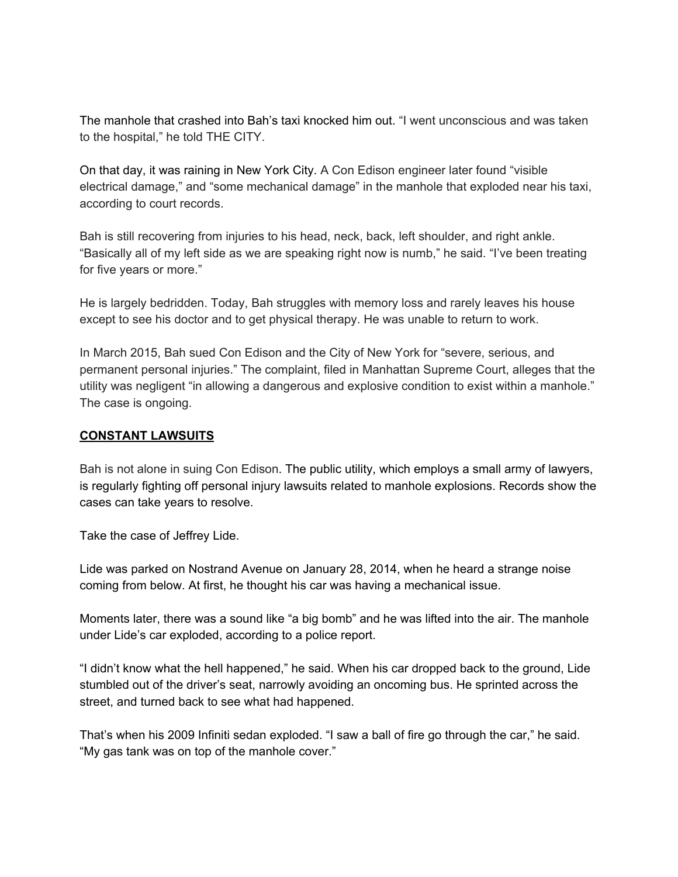The manhole that crashed into Bah's taxi knocked him out. "I went unconscious and was taken to the hospital," he told THE CITY.

On that day, it was raining in New York City. A Con Edison engineer later found "visible electrical damage," and "some mechanical damage" in the manhole that exploded near his taxi, according to court records.

Bah is still recovering from injuries to his head, neck, back, left shoulder, and right ankle. "Basically all of my left side as we are speaking right now is numb," he said. "I've been treating for five years or more."

He is largely bedridden. Today, Bah struggles with memory loss and rarely leaves his house except to see his doctor and to get physical therapy. He was unable to return to work.

In March 2015, Bah sued Con Edison and the City of New York for "severe, serious, and permanent personal injuries." The complaint, filed in Manhattan Supreme Court, alleges that the utility was negligent "in allowing a dangerous and explosive condition to exist within a manhole." The case is ongoing.

## CONSTANT LAWSUITS

Bah is not alone in suing Con Edison. The public utility, which employs a small army of lawyers, is regularly fighting off personal injury lawsuits related to manhole explosions. Records show the cases can take years to resolve.

Take the case of Jeffrey Lide.

Lide was parked on Nostrand Avenue on January 28, 2014, when he heard a strange noise coming from below. At first, he thought his car was having a mechanical issue.

Moments later, there was a sound like "a big bomb" and he was lifted into the air. The manhole under Lide's car exploded, according to a police report.

"I didn't know what the hell happened," he said. When his car dropped back to the ground, Lide stumbled out of the driver's seat, narrowly avoiding an oncoming bus. He sprinted across the street, and turned back to see what had happened.

That's when his 2009 Infiniti sedan exploded. "I saw a ball of fire go through the car," he said. "My gas tank was on top of the manhole cover."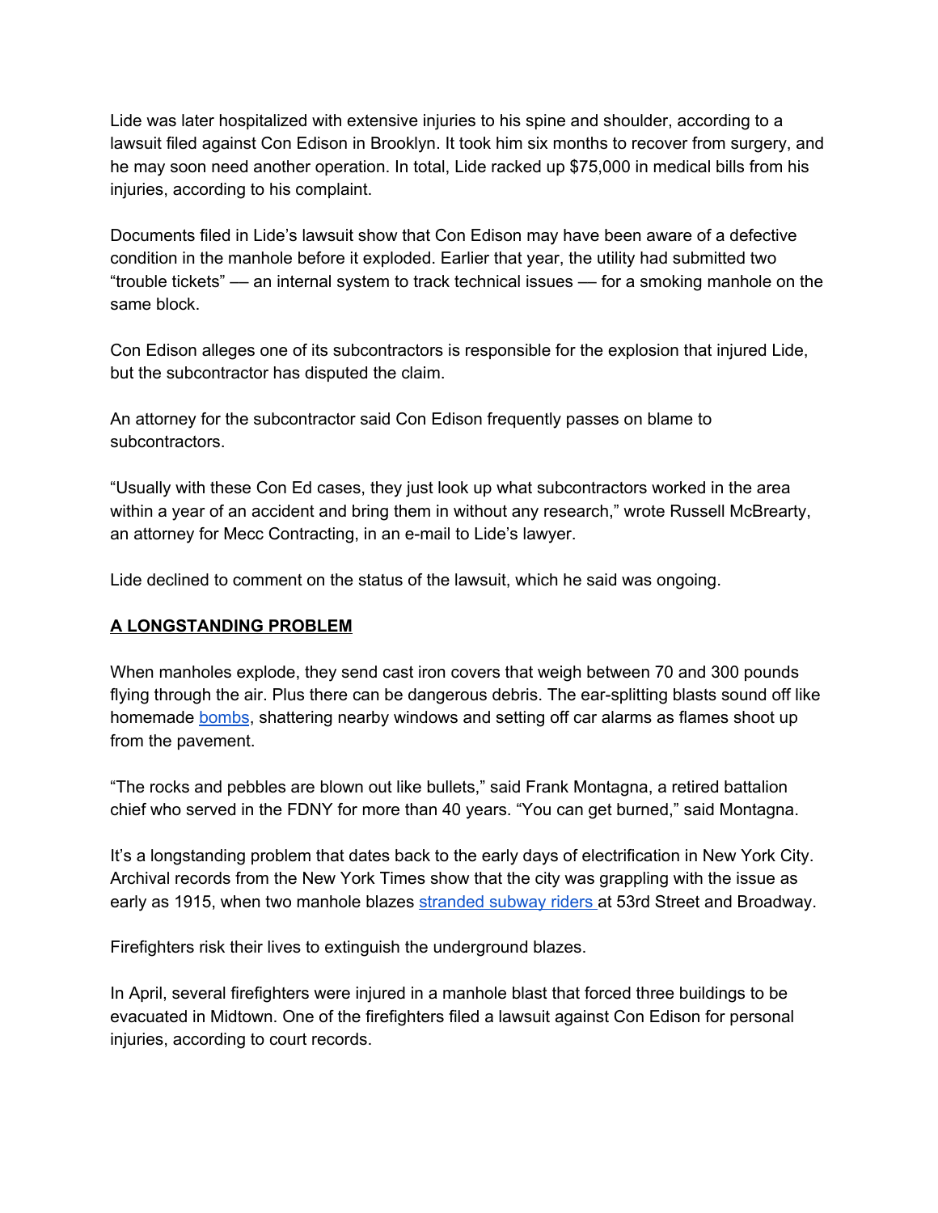Lide was later hospitalized with extensive injuries to his spine and shoulder, according to a lawsuit filed against Con Edison in Brooklyn. It took him six months to recover from surgery, and he may soon need another operation. In total, Lide racked up $75,000 in medical bills from his injuries, according to his complaint.

Documents filed in Lide's lawsuit show that Con Edison may have been aware of a defective condition in the manhole before it exploded. Earlier that year, the utility had submitted two "trouble tickets" — an internal system to track technical issues — for a smoking manhole on the same block.

Con Edison alleges one of its subcontractors is responsible for the explosion that injured Lide, but the subcontractor has disputed the claim.

An attorney for the subcontractor said Con Edison frequently passes on blame to subcontractors.

"Usually with these Con Ed cases, they just look up what subcontractors worked in the area within a year of an accident and bring them in without any research," wrote Russell McBrearty, an attorney for Mecc Contracting, in an e-mail to Lide's lawyer.

Lide declined to comment on the status of the lawsuit, which he said was ongoing.

## A LONGSTANDING PROBLEM

When manholes explode, they send cast iron covers that weigh between 70 and 300 pounds flying through the air. Plus there can be dangerous debris. The ear-splitting blasts sound off like homemade bombs, shattering nearby windows and setting off car alarms as flames shoot up from the pavement.

"The rocks and pebbles are blown out like bullets," said Frank Montagna, a retired battalion chief who served in the FDNY for more than 40 years. "You can get burned," said Montagna.

It's a longstanding problem that dates back to the early days of electrification in New York City. Archival records from the New York Times show that the city was grappling with the issue as early as 1915, when two manhole blazes stranded subway riders at 53rd Street and Broadway.

Firefighters risk their lives to extinguish the underground blazes.

In April, several firefighters were injured in a manhole blast that forced three buildings to be evacuated in Midtown. One of the firefighters filed a lawsuit against Con Edison for personal injuries, according to court records.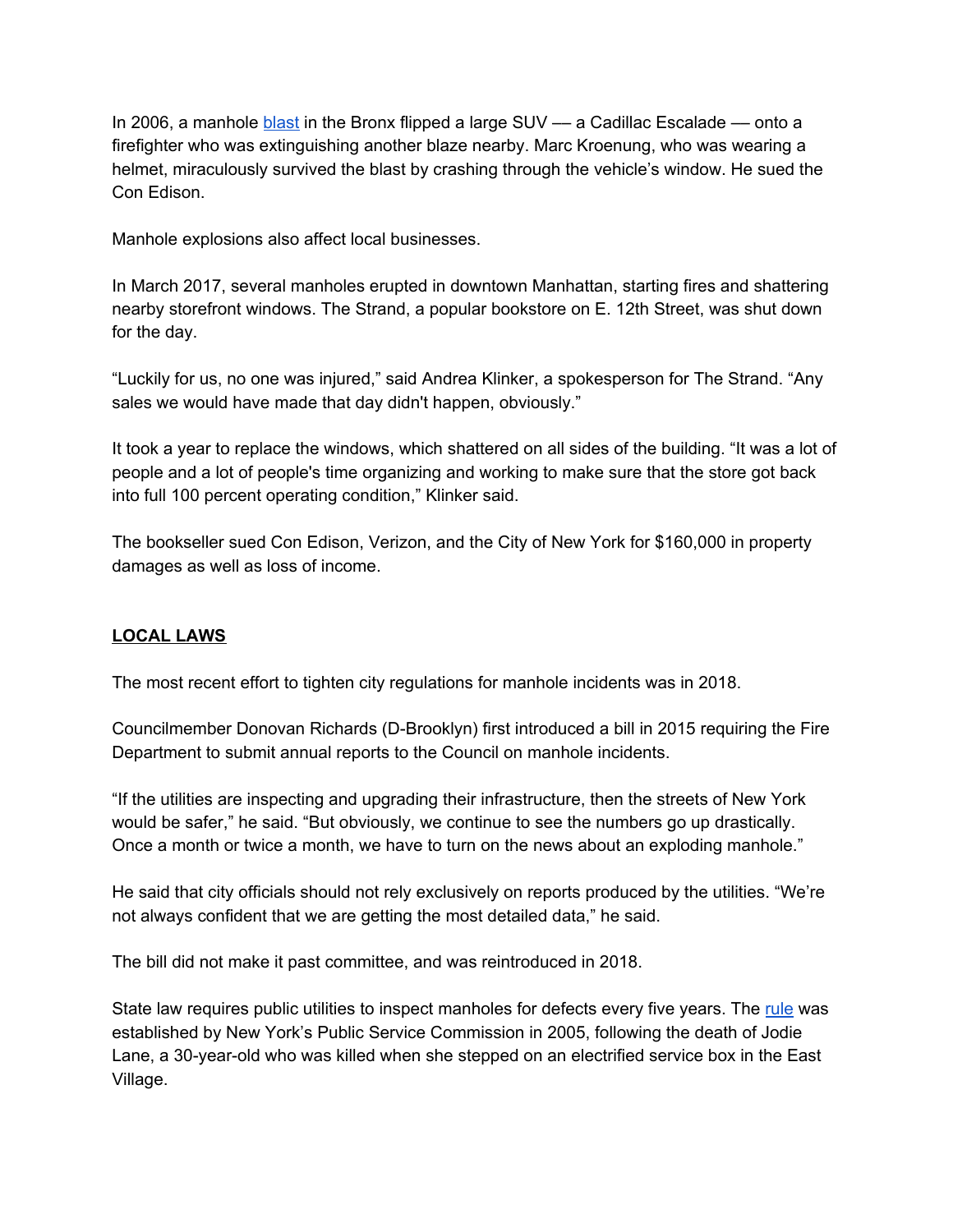In 2006, a manhole blast in the Bronx flipped a large SUV — a Cadillac Escalade — onto a firefighter who was extinguishing another blaze nearby. Marc Kroenung, who was wearing a helmet, miraculously survived the blast by crashing through the vehicle's window. He sued the Con Edison.

Manhole explosions also affect local businesses.

In March 2017, several manholes erupted in downtown Manhattan, starting fires and shattering nearby storefront windows. The Strand, a popular bookstore on E. 12th Street, was shut down for the day.

"Luckily for us, no one was injured," said Andrea Klinker, a spokesperson for The Strand. "Any sales we would have made that day didn't happen, obviously."

It took a year to replace the windows, which shattered on all sides of the building. "It was a lot of people and a lot of people's time organizing and working to make sure that the store got back into full 100 percent operating condition," Klinker said.

The bookseller sued Con Edison, Verizon, and the City of New York for $160,000 in property damages as well as loss of income.

## LOCAL LAWS

The most recent effort to tighten city regulations for manhole incidents was in 2018.

Councilmember Donovan Richards (D-Brooklyn) first introduced a bill in 2015 requiring the Fire Department to submit annual reports to the Council on manhole incidents.

"If the utilities are inspecting and upgrading their infrastructure, then the streets of New York would be safer," he said. "But obviously, we continue to see the numbers go up drastically. Once a month or twice a month, we have to turn on the news about an exploding manhole."

He said that city officials should not rely exclusively on reports produced by the utilities. "We're not always confident that we are getting the most detailed data," he said.

The bill did not make it past committee, and was reintroduced in 2018.

State law requires public utilities to inspect manholes for defects every five years. The rule was established by New York's Public Service Commission in 2005, following the death of Jodie Lane, a 30-year-old who was killed when she stepped on an electrified service box in the East Village.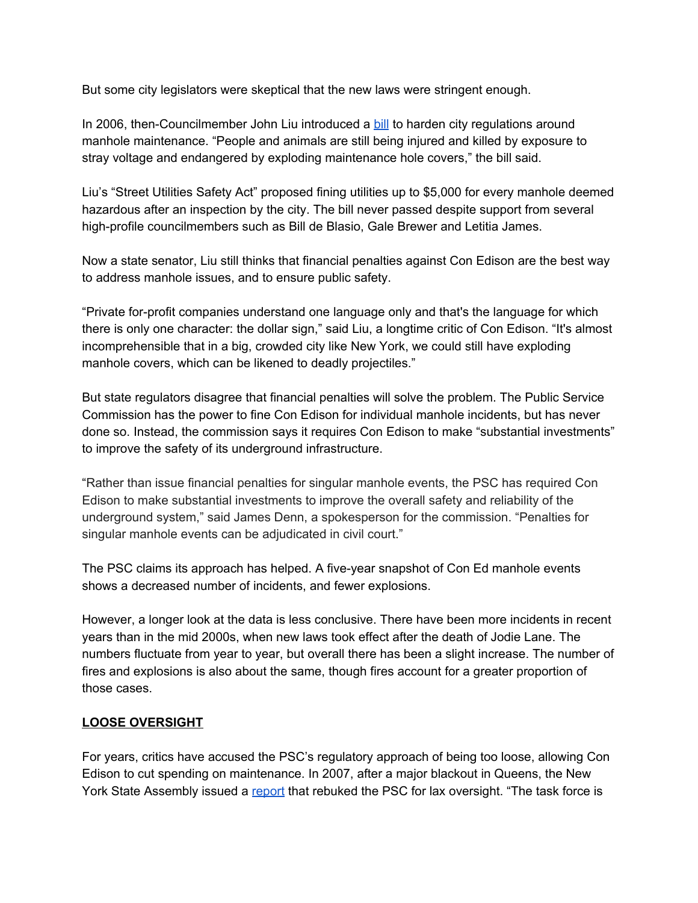But some city legislators were skeptical that the new laws were stringent enough.

In 2006, then-Councilmember John Liu introduced a [bill](#) to harden city regulations around manhole maintenance. “People and animals are still being injured and killed by exposure to stray voltage and endangered by exploding maintenance hole covers,” the bill said.

Liu’s “Street Utilities Safety Act” proposed fining utilities up to $5,000 for every manhole deemed hazardous after an inspection by the city. The bill never passed despite support from several high-profile councilmembers such as Bill de Blasio, Gale Brewer and Letitia James.

Now a state senator, Liu still thinks that financial penalties against Con Edison are the best way to address manhole issues, and to ensure public safety.

“Private for-profit companies understand one language only and that's the language for which there is only one character: the dollar sign,” said Liu, a longtime critic of Con Edison. “It's almost incomprehensible that in a big, crowded city like New York, we could still have exploding manhole covers, which can be likened to deadly projectiles.”

But state regulators disagree that financial penalties will solve the problem. The Public Service Commission has the power to fine Con Edison for individual manhole incidents, but has never done so. Instead, the commission says it requires Con Edison to make “substantial investments” to improve the safety of its underground infrastructure.

“Rather than issue financial penalties for singular manhole events, the PSC has required Con Edison to make substantial investments to improve the overall safety and reliability of the underground system,” said James Denn, a spokesperson for the commission. “Penalties for singular manhole events can be adjudicated in civil court.”

The PSC claims its approach has helped. A five-year snapshot of Con Ed manhole events shows a decreased number of incidents, and fewer explosions.

However, a longer look at the data is less conclusive. There have been more incidents in recent years than in the mid 2000s, when new laws took effect after the death of Jodie Lane. The numbers fluctuate from year to year, but overall there has been a slight increase. The number of fires and explosions is also about the same, though fires account for a greater proportion of those cases.

## **LOOSE OVERSIGHT**

For years, critics have accused the PSC’s regulatory approach of being too loose, allowing Con Edison to cut spending on maintenance. In 2007, after a major blackout in Queens, the New York State Assembly issued a [report](#) that rebuked the PSC for lax oversight. “The task force is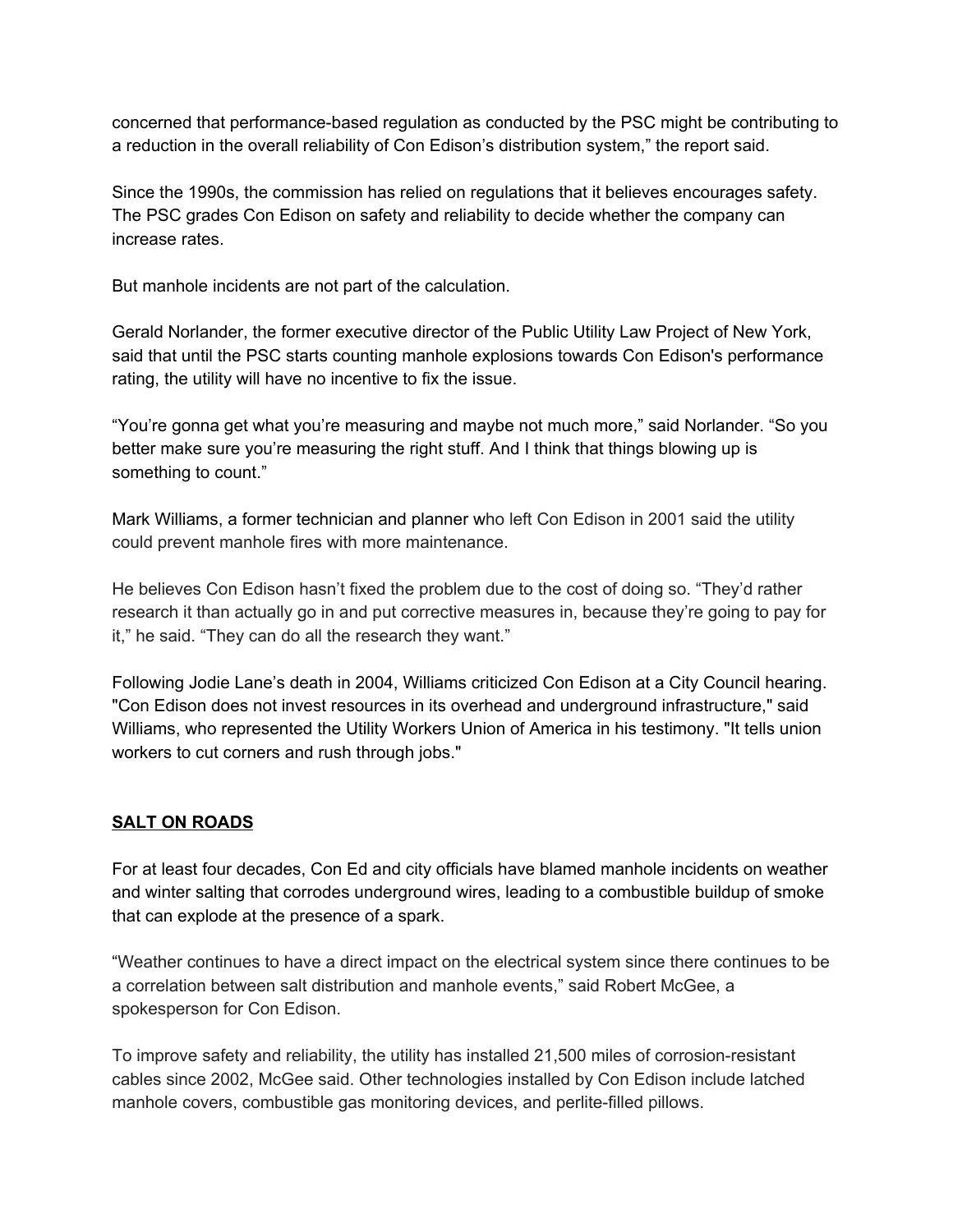concerned that performance-based regulation as conducted by the PSC might be contributing to a reduction in the overall reliability of Con Edison's distribution system," the report said.

Since the 1990s, the commission has relied on regulations that it believes encourages safety. The PSC grades Con Edison on safety and reliability to decide whether the company can increase rates.

But manhole incidents are not part of the calculation.

Gerald Norlander, the former executive director of the Public Utility Law Project of New York, said that until the PSC starts counting manhole explosions towards Con Edison's performance rating, the utility will have no incentive to fix the issue.

"You're gonna get what you're measuring and maybe not much more," said Norlander. "So you better make sure you're measuring the right stuff. And I think that things blowing up is something to count."

Mark Williams, a former technician and planner who left Con Edison in 2001 said the utility could prevent manhole fires with more maintenance.

He believes Con Edison hasn't fixed the problem due to the cost of doing so. "They'd rather research it than actually go in and put corrective measures in, because they're going to pay for it," he said. "They can do all the research they want."

Following Jodie Lane's death in 2004, Williams criticized Con Edison at a City Council hearing. "Con Edison does not invest resources in its overhead and underground infrastructure," said Williams, who represented the Utility Workers Union of America in his testimony. "It tells union workers to cut corners and rush through jobs."

**SALT ON ROADS**

For at least four decades, Con Ed and city officials have blamed manhole incidents on weather and winter salting that corrodes underground wires, leading to a combustible buildup of smoke that can explode at the presence of a spark.

"Weather continues to have a direct impact on the electrical system since there continues to be a correlation between salt distribution and manhole events," said Robert McGee, a spokesperson for Con Edison.

To improve safety and reliability, the utility has installed 21,500 miles of corrosion-resistant cables since 2002, McGee said. Other technologies installed by Con Edison include latched manhole covers, combustible gas monitoring devices, and perlite-filled pillows.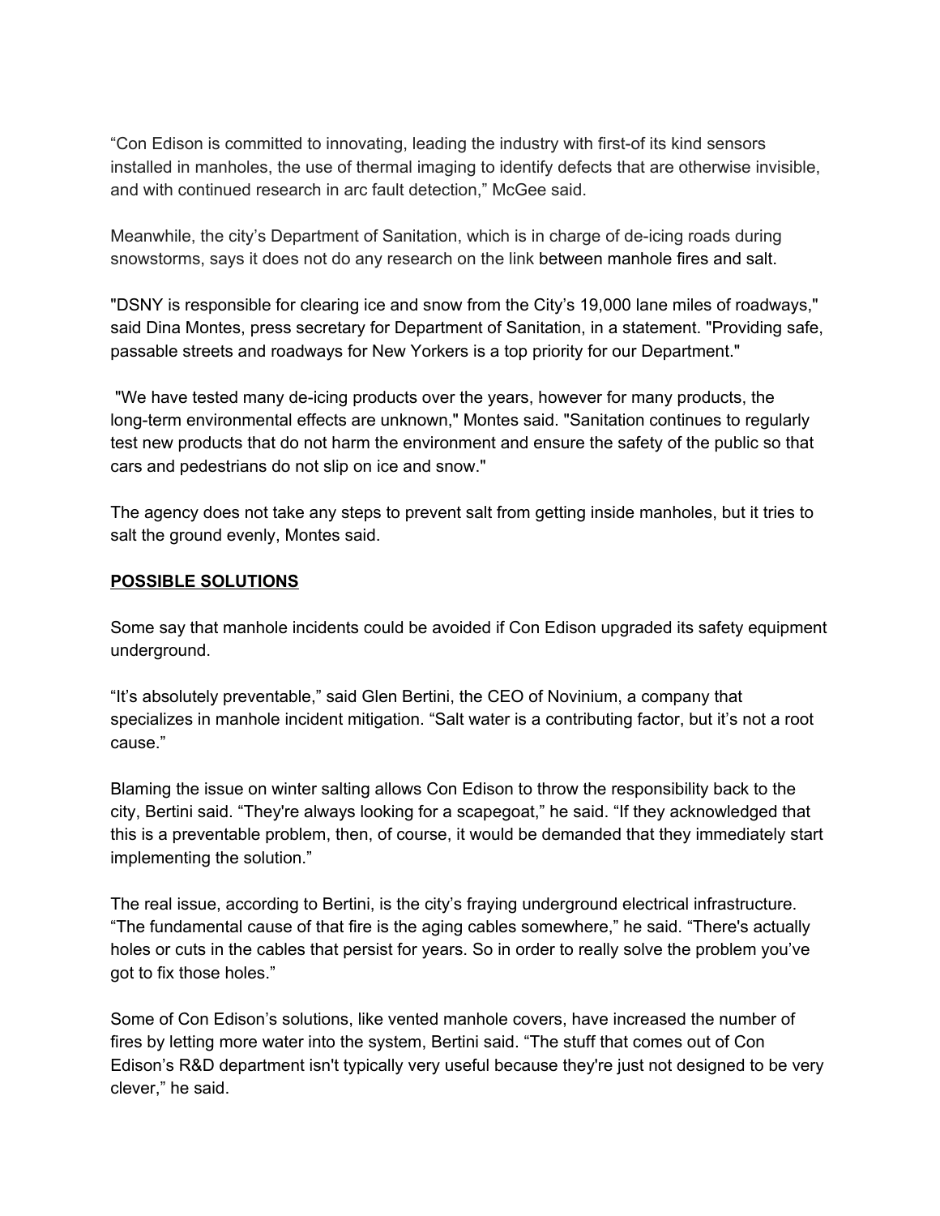“Con Edison is committed to innovating, leading the industry with first-of its kind sensors installed in manholes, the use of thermal imaging to identify defects that are otherwise invisible, and with continued research in arc fault detection,” McGee said.

Meanwhile, the city’s Department of Sanitation, which is in charge of de-icing roads during snowstorms, says it does not do any research on the link between manhole fires and salt.

"DSNY is responsible for clearing ice and snow from the City’s 19,000 lane miles of roadways," said Dina Montes, press secretary for Department of Sanitation, in a statement. "Providing safe, passable streets and roadways for New Yorkers is a top priority for our Department."

"We have tested many de-icing products over the years, however for many products, the long-term environmental effects are unknown," Montes said. "Sanitation continues to regularly test new products that do not harm the environment and ensure the safety of the public so that cars and pedestrians do not slip on ice and snow."

The agency does not take any steps to prevent salt from getting inside manholes, but it tries to salt the ground evenly, Montes said.

**POSSIBLE SOLUTIONS**

Some say that manhole incidents could be avoided if Con Edison upgraded its safety equipment underground.

“It’s absolutely preventable,” said Glen Bertini, the CEO of Novinium, a company that specializes in manhole incident mitigation. “Salt water is a contributing factor, but it’s not a root cause.”

Blaming the issue on winter salting allows Con Edison to throw the responsibility back to the city, Bertini said. “They're always looking for a scapegoat,” he said. “If they acknowledged that this is a preventable problem, then, of course, it would be demanded that they immediately start implementing the solution.”

The real issue, according to Bertini, is the city’s fraying underground electrical infrastructure. “The fundamental cause of that fire is the aging cables somewhere,” he said. “There's actually holes or cuts in the cables that persist for years. So in order to really solve the problem you’ve got to fix those holes.”

Some of Con Edison’s solutions, like vented manhole covers, have increased the number of fires by letting more water into the system, Bertini said. “The stuff that comes out of Con Edison’s R&D department isn't typically very useful because they're just not designed to be very clever,” he said.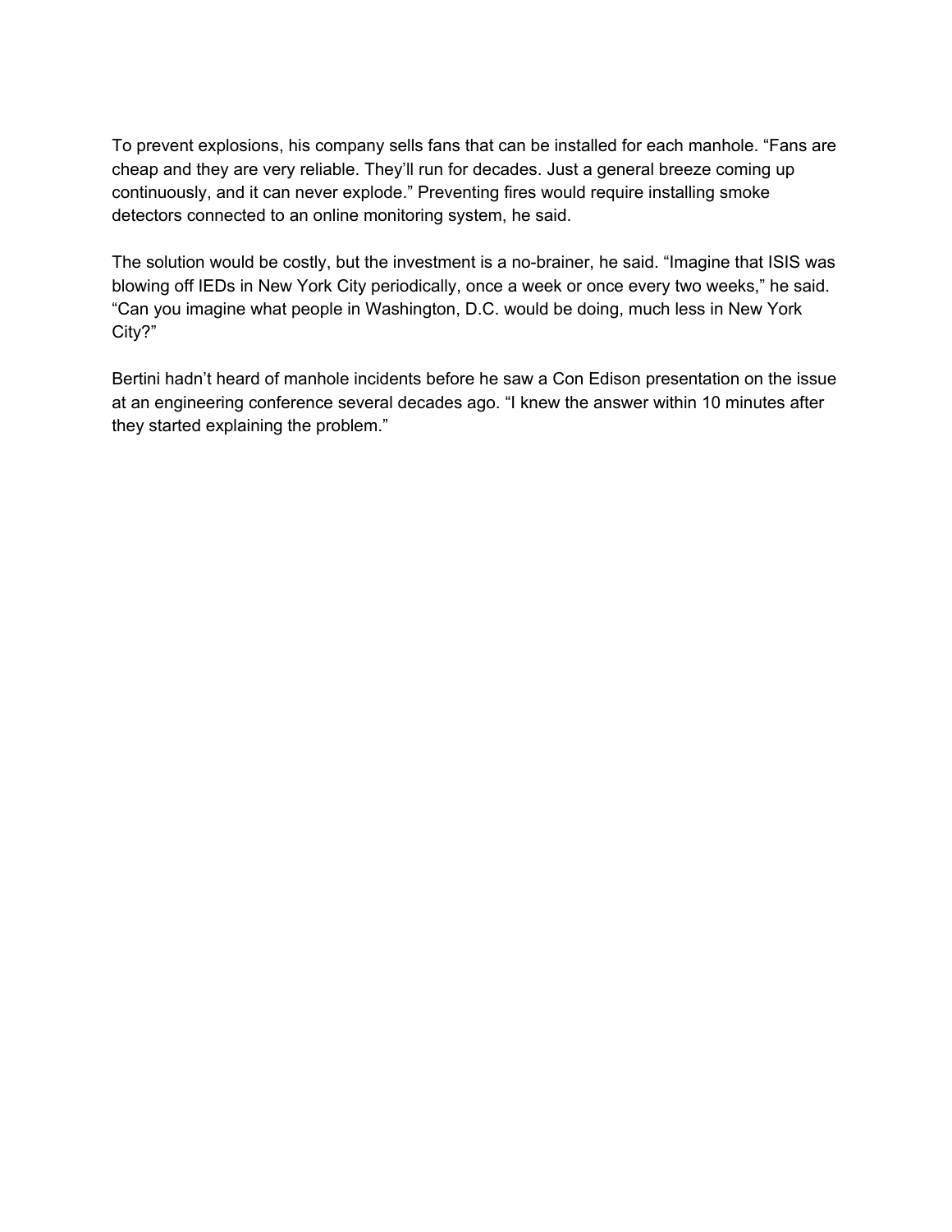To prevent explosions, his company sells fans that can be installed for each manhole. “Fans are cheap and they are very reliable. They’ll run for decades. Just a general breeze coming up continuously, and it can never explode.” Preventing fires would require installing smoke detectors connected to an online monitoring system, he said.

The solution would be costly, but the investment is a no-brainer, he said. “Imagine that ISIS was blowing off IEDs in New York City periodically, once a week or once every two weeks,” he said. “Can you imagine what people in Washington, D.C. would be doing, much less in New York City?”

Bertini hadn’t heard of manhole incidents before he saw a Con Edison presentation on the issue at an engineering conference several decades ago. “I knew the answer within 10 minutes after they started explaining the problem.”